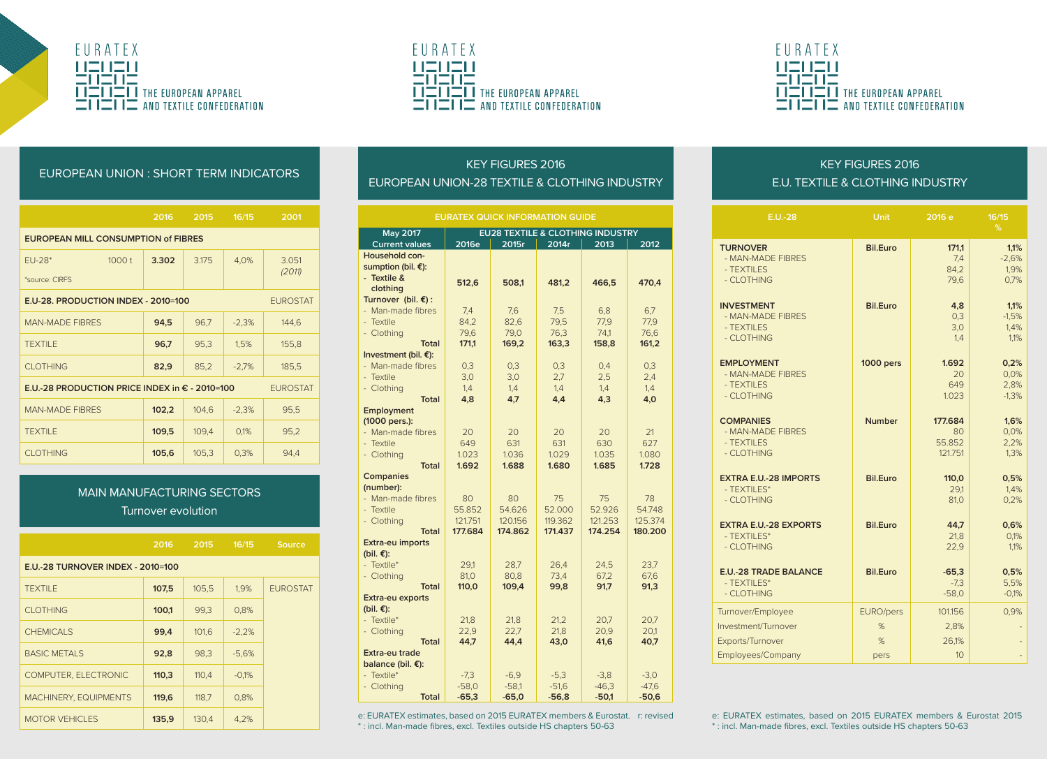EURATEX THE EUROPEAN APPAREL AND TEXTILE CONFEDERATION

## EUROPEAN UNION : SHORT TERM INDICATORS

| | | 2016 | 2015 | 16/15 | 2001 |
|---|---|---|---|---|---|
| **EUROPEAN MILL CONSUMPTION of FIBRES** | | | | | |
| EU-28* *source: CIRFS | 1000 t | **3.302** | 3.175 | 4,0% | 3.051 *(2011)* |
| **E.U-28. PRODUCTION INDEX - 2010=100** | | | | | EUROSTAT |
| MAN-MADE FIBRES | | **94,5** | 96,7 | -2,3% | 144,6 |
| TEXTILE | | **96,7** | 95,3 | 1,5% | 155,8 |
| CLOTHING | | **82,9** | 85,2 | -2,7% | 185,5 |
| **E.U.-28 PRODUCTION PRICE INDEX in € - 2010=100** | | | | | EUROSTAT |
| MAN-MADE FIBRES | | **102,2** | 104,6 | -2,3% | 95,5 |
| TEXTILE | | **109,5** | 109,4 | 0,1% | 95,2 |
| CLOTHING | | **105,6** | 105,3 | 0,3% | 94,4 |

## MAIN MANUFACTURING SECTORS

Turnover evolution

| | 2016 | 2015 | 16/15 | Source |
|---|---|---|---|---|
| **E.U.-28 TURNOVER INDEX - 2010=100** | | | | |
| TEXTILE | **107,5** | 105,5 | 1,9% | EUROSTAT |
| CLOTHING | **100,1** | 99,3 | 0,8% | |
| CHEMICALS | **99,4** | 101,6 | -2,2% | |
| BASIC METALS | **92,8** | 98,3 | -5,6% | |
| COMPUTER, ELECTRONIC | **110,3** | 110,4 | -0,1% | |
| MACHINERY, EQUIPMENTS | **119,6** | 118,7 | 0,8% | |
| MOTOR VEHICLES | **135,9** | 130,4 | 4,2% | |

## KEY FIGURES 2016
## EUROPEAN UNION-28 TEXTILE & CLOTHING INDUSTRY

**EURATEX QUICK INFORMATION GUIDE**

| May 2017 | EU28 TEXTILE & CLOTHING INDUSTRY | | | | |
|---|---|---|---|---|---|
| Current values | 2016e | 2015r | 2014r | 2013 | 2012 |
| **Household consumption (bil. €):** | | | | | |
| **- Textile & clothing** | **512,6** | **508,1** | **481,2** | **466,5** | **470,4** |
| **Turnover (bil. €) :** | | | | | |
| - Man-made fibres | 7,4 | 7,6 | 7,5 | 6,8 | 6,7 |
| - Textile | 84,2 | 82,6 | 79,5 | 77,9 | 77,9 |
| - Clothing | 79,6 | 79,0 | 76,3 | 74,1 | 76,6 |
| **Total** | **171,1** | **169,2** | **163,3** | **158,8** | **161,2** |
| **Investment (bil. €):** | | | | | |
| - Man-made fibres | 0,3 | 0,3 | 0,3 | 0,4 | 0,3 |
| - Textile | 3,0 | 3,0 | 2,7 | 2,5 | 2,4 |
| - Clothing | 1,4 | 1,4 | 1,4 | 1,4 | 1,4 |
| **Total** | **4,8** | **4,7** | **4,4** | **4,3** | **4,0** |
| **Employment (1000 pers.):** | | | | | |
| - Man-made fibres | 20 | 20 | 20 | 20 | 21 |
| - Textile | 649 | 631 | 631 | 630 | 627 |
| - Clothing | 1.023 | 1.036 | 1.029 | 1.035 | 1.080 |
| **Total** | **1.692** | **1.688** | **1.680** | **1.685** | **1.728** |
| **Companies (number):** | | | | | |
| - Man-made fibres | 80 | 80 | 75 | 75 | 78 |
| - Textile | 55.852 | 54.626 | 52.000 | 52.926 | 54.748 |
| - Clothing | 121.751 | 120.156 | 119.362 | 121.253 | 125.374 |
| **Total** | **177.684** | **174.862** | **171.437** | **174.254** | **180.200** |
| **Extra-eu imports (bil. €):** | | | | | |
| - Textile* | 29,1 | 28,7 | 26,4 | 24,5 | 23,7 |
| - Clothing | 81,0 | 80,8 | 73,4 | 67,2 | 67,6 |
| **Total** | **110,0** | **109,4** | **99,8** | **91,7** | **91,3** |
| **Extra-eu exports (bil. €):** | | | | | |
| - Textile* | 21,8 | 21,8 | 21,2 | 20,7 | 20,7 |
| - Clothing | 22,9 | 22,7 | 21,8 | 20,9 | 20,1 |
| **Total** | **44,7** | **44,4** | **43,0** | **41,6** | **40,7** |
| **Extra-eu trade balance (bil. €):** | | | | | |
| - Textile* | -7,3 | -6,9 | -5,3 | -3,8 | -3,0 |
| - Clothing | -58,0 | -58,1 | -51,6 | -46,3 | -47,6 |
| **Total** | **-65,3** | **-65,0** | **-56,8** | **-50,1** | **-50,6** |

e: EURATEX estimates, based on 2015 EURATEX members & Eurostat. r: revised
* : incl. Man-made fibres, excl. Textiles outside HS chapters 50-63

## KEY FIGURES 2016
## E.U. TEXTILE & CLOTHING INDUSTRY

| E.U.-28 | Unit | 2016 e | 16/15 % |
|---|---|---|---|
| **TURNOVER** | **Bil.Euro** | **171,1** | **1,1%** |
| - MAN-MADE FIBRES | | 7,4 | -2,6% |
| - TEXTILES | | 84,2 | 1,9% |
| - CLOTHING | | 79,6 | 0,7% |
| **INVESTMENT** | **Bil.Euro** | **4,8** | **1,1%** |
| - MAN-MADE FIBRES | | 0,3 | -1,5% |
| - TEXTILES | | 3,0 | 1,4% |
| - CLOTHING | | 1,4 | 1,1% |
| **EMPLOYMENT** | **1000 pers** | **1.692** | **0,2%** |
| - MAN-MADE FIBRES | | 20 | 0,0% |
| - TEXTILES | | 649 | 2,8% |
| - CLOTHING | | 1.023 | -1,3% |
| **COMPANIES** | **Number** | **177.684** | **1,6%** |
| - MAN-MADE FIBRES | | 80 | 0,0% |
| - TEXTILES | | 55.852 | 2,2% |
| - CLOTHING | | 121.751 | 1,3% |
| **EXTRA E.U.-28 IMPORTS** | **Bil.Euro** | **110,0** | **0,5%** |
| - TEXTILES* | | 29,1 | 1,4% |
| - CLOTHING | | 81,0 | 0,2% |
| **EXTRA E.U.-28 EXPORTS** | **Bil.Euro** | **44,7** | **0,6%** |
| - TEXTILES* | | 21,8 | 0,1% |
| - CLOTHING | | 22,9 | 1,1% |
| **E.U.-28 TRADE BALANCE** | **Bil.Euro** | **-65,3** | **0,5%** |
| - TEXTILES* | | -7,3 | 5,5% |
| - CLOTHING | | -58,0 | -0,1% |
| Turnover/Employee | EURO/pers | 101.156 | 0,9% |
| Investment/Turnover | % | 2,8% | - |
| Exports/Turnover | % | 26,1% | - |
| Employees/Company | pers | 10 | - |

e: EURATEX estimates, based on 2015 EURATEX members & Eurostat 2015
* : incl. Man-made fibres, excl. Textiles outside HS chapters 50-63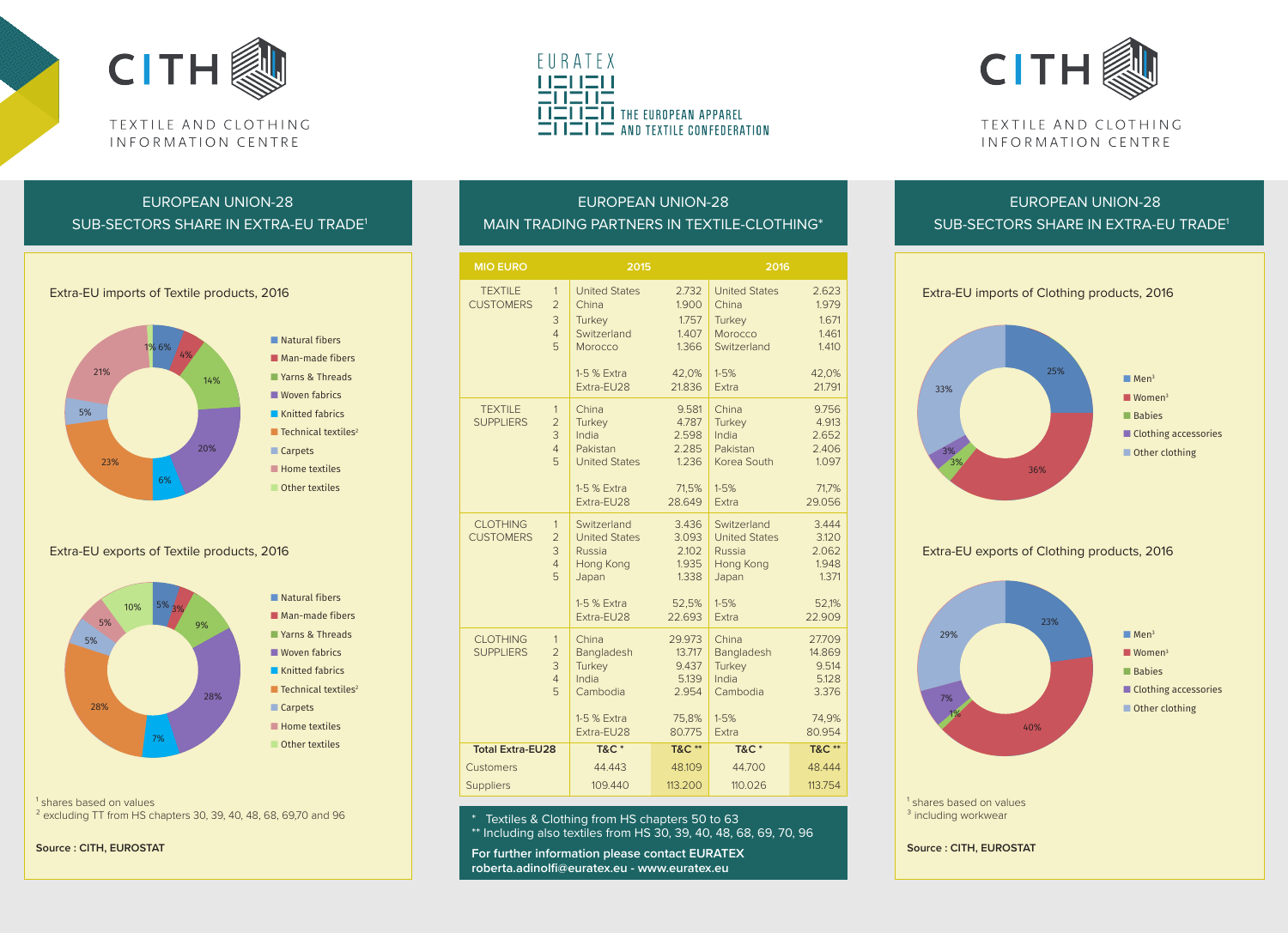CITH

TEXTILE AND CLOTHING INFORMATION CENTRE

EURATEX

THE EUROPEAN APPAREL AND TEXTILE CONFEDERATION

CITH

TEXTILE AND CLOTHING INFORMATION CENTRE

## EUROPEAN UNION-28 SUB-SECTORS SHARE IN EXTRA-EU TRADE[1]

### Extra-EU imports of Textile products, 2016

1% 6% 4% 14% 20% 6% 23% 5% 21%

Natural fibers
Man-made fibers
Yarns & Threads
Woven fabrics
Knitted fabrics
Technical textiles[2]
Carpets
Home textiles
Other textiles

### Extra-EU exports of Textile products, 2016

5% 3% 9% 28% 7% 28% 5% 5% 10%

Natural fibers
Man-made fibers
Yarns & Threads
Woven fabrics
Knitted fabrics
Technical textiles[2]
Carpets
Home textiles
Other textiles

[1] shares based on values
[2] excluding TT from HS chapters 30, 39, 40, 48, 68, 69,70 and 96

**Source : CITH, EUROSTAT**

## EUROPEAN UNION-28 MAIN TRADING PARTNERS IN TEXTILE-CLOTHING*

| MIO EURO | | 2015 | | 2016 | |
|---|---|---|---|---|---|
| TEXTILE CUSTOMERS | 1 | United States | 2.732 | United States | 2.623 |
| | 2 | China | 1.900 | China | 1.979 |
| | 3 | Turkey | 1.757 | Turkey | 1.671 |
| | 4 | Switzerland | 1.407 | Morocco | 1.461 |
| | 5 | Morocco | 1.366 | Switzerland | 1.410 |
| | | 1-5 % Extra | 42,0% | 1-5% | 42,0% |
| | | Extra-EU28 | 21.836 | Extra | 21.791 |
| TEXTILE SUPPLIERS | 1 | China | 9.581 | China | 9.756 |
| | 2 | Turkey | 4.787 | Turkey | 4.913 |
| | 3 | India | 2.598 | India | 2.652 |
| | 4 | Pakistan | 2.285 | Pakistan | 2.406 |
| | 5 | United States | 1.236 | Korea South | 1.097 |
| | | 1-5 % Extra | 71,5% | 1-5% | 71,7% |
| | | Extra-EU28 | 28.649 | Extra | 29.056 |
| CLOTHING CUSTOMERS | 1 | Switzerland | 3.436 | Switzerland | 3.444 |
| | 2 | United States | 3.093 | United States | 3.120 |
| | 3 | Russia | 2.102 | Russia | 2.062 |
| | 4 | Hong Kong | 1.935 | Hong Kong | 1.948 |
| | 5 | Japan | 1.338 | Japan | 1.371 |
| | | 1-5 % Extra | 52,5% | 1-5% | 52,1% |
| | | Extra-EU28 | 22.693 | Extra | 22.909 |
| CLOTHING SUPPLIERS | 1 | China | 29.973 | China | 27.709 |
| | 2 | Bangladesh | 13.717 | Bangladesh | 14.869 |
| | 3 | Turkey | 9.437 | Turkey | 9.514 |
| | 4 | India | 5.139 | India | 5.128 |
| | 5 | Cambodia | 2.954 | Cambodia | 3.376 |
| | | 1-5 % Extra | 75,8% | 1-5% | 74,9% |
| | | Extra-EU28 | 80.775 | Extra | 80.954 |
| **Total Extra-EU28** | | **T&C *** | **T&C **** | **T&C *** | **T&C **** |
| Customers | | 44.443 | 48.109 | 44.700 | 48.444 |
| Suppliers | | 109.440 | 113.200 | 110.026 | 113.754 |

\* Textiles & Clothing from HS chapters 50 to 63
** Including also textiles from HS 30, 39, 40, 48, 68, 69, 70, 96

**For further information please contact EURATEX**
**roberta.adinolfi@euratex.eu - www.euratex.eu**

## EUROPEAN UNION-28 SUB-SECTORS SHARE IN EXTRA-EU TRADE[1]

### Extra-EU imports of Clothing products, 2016

25% 36% 3% 3% 33%

Men[3]
Women[3]
Babies
Clothing accessories
Other clothing

### Extra-EU exports of Clothing products, 2016

23% 40% 1% 7% 29%

Men[3]
Women[3]
Babies
Clothing accessories
Other clothing

[1] shares based on values
[3] including workwear

**Source : CITH, EUROSTAT**